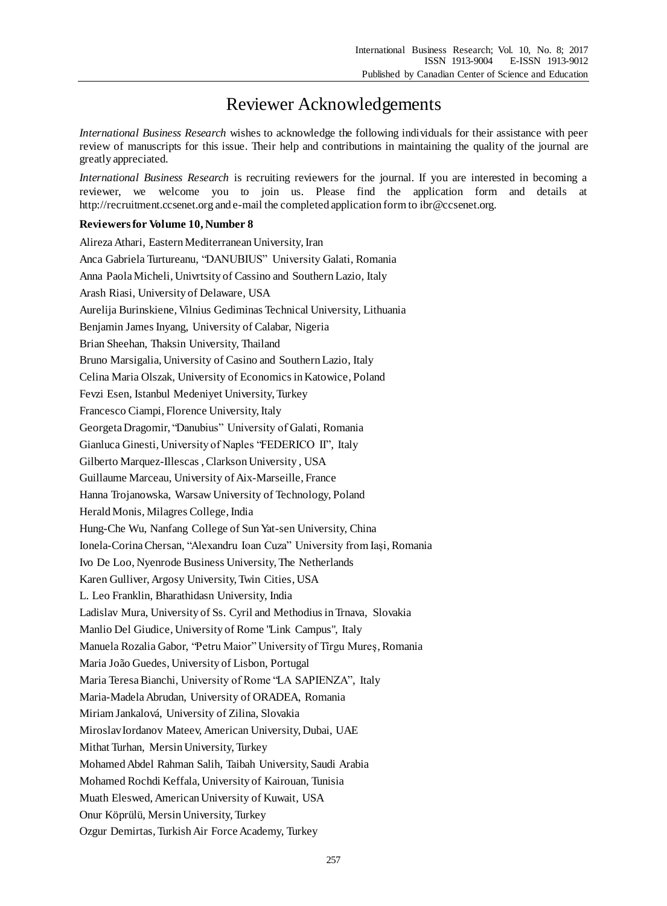# Reviewer Acknowledgements

*International Business Research* wishes to acknowledge the following individuals for their assistance with peer review of manuscripts for this issue. Their help and contributions in maintaining the quality of the journal are greatly appreciated.

*International Business Research* is recruiting reviewers for the journal. If you are interested in becoming a reviewer, we welcome you to join us. Please find the application form and details at http://recruitment.ccsenet.org and e-mail the completed application form to ibr@ccsenet.org.

**Reviewers for Volume 10, Number 8**

Alireza Athari, Eastern Mediterranean University, Iran

Anca Gabriela Turtureanu, "DANUBIUS" University Galati, Romania

Anna Paola Micheli, Univrtsity of Cassino and Southern Lazio, Italy

Arash Riasi, University of Delaware, USA

Aurelija Burinskiene, Vilnius Gediminas Technical University, Lithuania

Benjamin James Inyang, University of Calabar, Nigeria

Brian Sheehan, Thaksin University, Thailand

Bruno Marsigalia, University of Casino and Southern Lazio, Italy

Celina Maria Olszak, University of Economics in Katowice, Poland

Fevzi Esen, Istanbul Medeniyet University, Turkey

Francesco Ciampi, Florence University, Italy

Georgeta Dragomir, "Danubius" University of Galati, Romania

Gianluca Ginesti, University of Naples "FEDERICO II", Italy

Gilberto Marquez-Illescas , Clarkson University , USA

Guillaume Marceau, University of Aix-Marseille, France

Hanna Trojanowska, Warsaw University of Technology, Poland

Herald Monis, Milagres College, India

Hung-Che Wu, Nanfang College of Sun Yat-sen University, China

Ionela-Corina Chersan, "Alexandru Ioan Cuza" University from Iași, Romania

Ivo De Loo, Nyenrode Business University, The Netherlands

Karen Gulliver, Argosy University, Twin Cities, USA

L. Leo Franklin, Bharathidasn University, India

Ladislav Mura, University of Ss. Cyril and Methodius in Trnava, Slovakia

Manlio Del Giudice, University of Rome "Link Campus", Italy

Manuela Rozalia Gabor, "Petru Maior" University of Tîrgu Mureş, Romania

Maria João Guedes, University of Lisbon, Portugal

Maria Teresa Bianchi, University of Rome "LA SAPIENZA", Italy

Maria-Madela Abrudan, University of ORADEA, Romania

Miriam Jankalová, University of Zilina, Slovakia

Miroslav Iordanov Mateev, American University, Dubai, UAE

Mithat Turhan, Mersin University, Turkey

Mohamed Abdel Rahman Salih, Taibah University, Saudi Arabia

Mohamed Rochdi Keffala, University of Kairouan, Tunisia

Muath Eleswed, American University of Kuwait, USA

Onur Köprülü, Mersin University, Turkey

Ozgur Demirtas, Turkish Air Force Academy, Turkey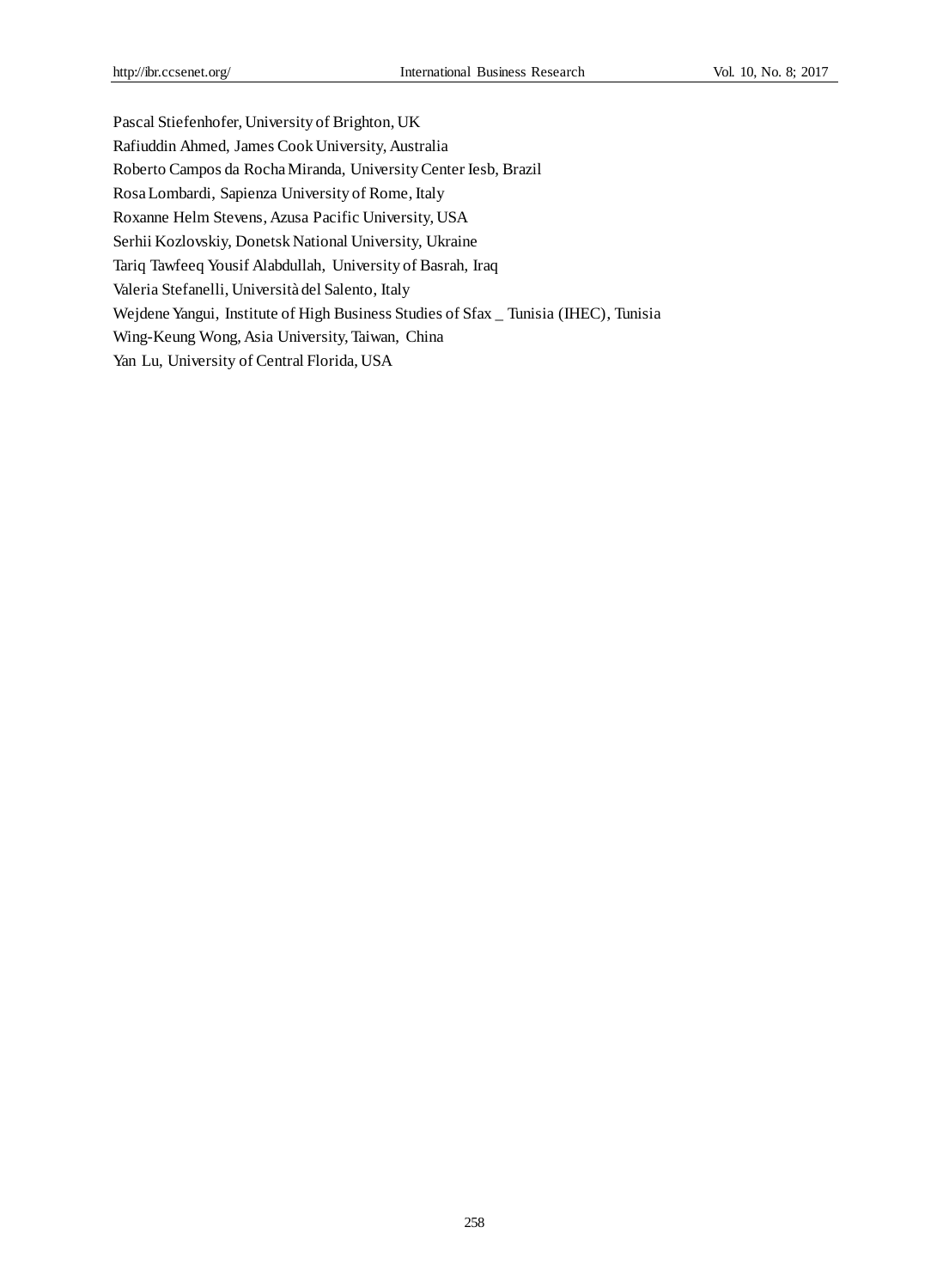Pascal Stiefenhofer, University of Brighton, UK

Rafiuddin Ahmed, James Cook University, Australia

Roberto Campos da Rocha Miranda, University Center Iesb, Brazil

Rosa Lombardi, Sapienza University of Rome, Italy

Roxanne Helm Stevens, Azusa Pacific University, USA

Serhii Kozlovskiy, Donetsk National University, Ukraine

Tariq Tawfeeq Yousif Alabdullah, University of Basrah, Iraq

Valeria Stefanelli, Università del Salento, Italy

Wejdene Yangui, Institute of High Business Studies of Sfax _ Tunisia (IHEC), Tunisia

Wing-Keung Wong, Asia University, Taiwan, China

Yan Lu, University of Central Florida, USA